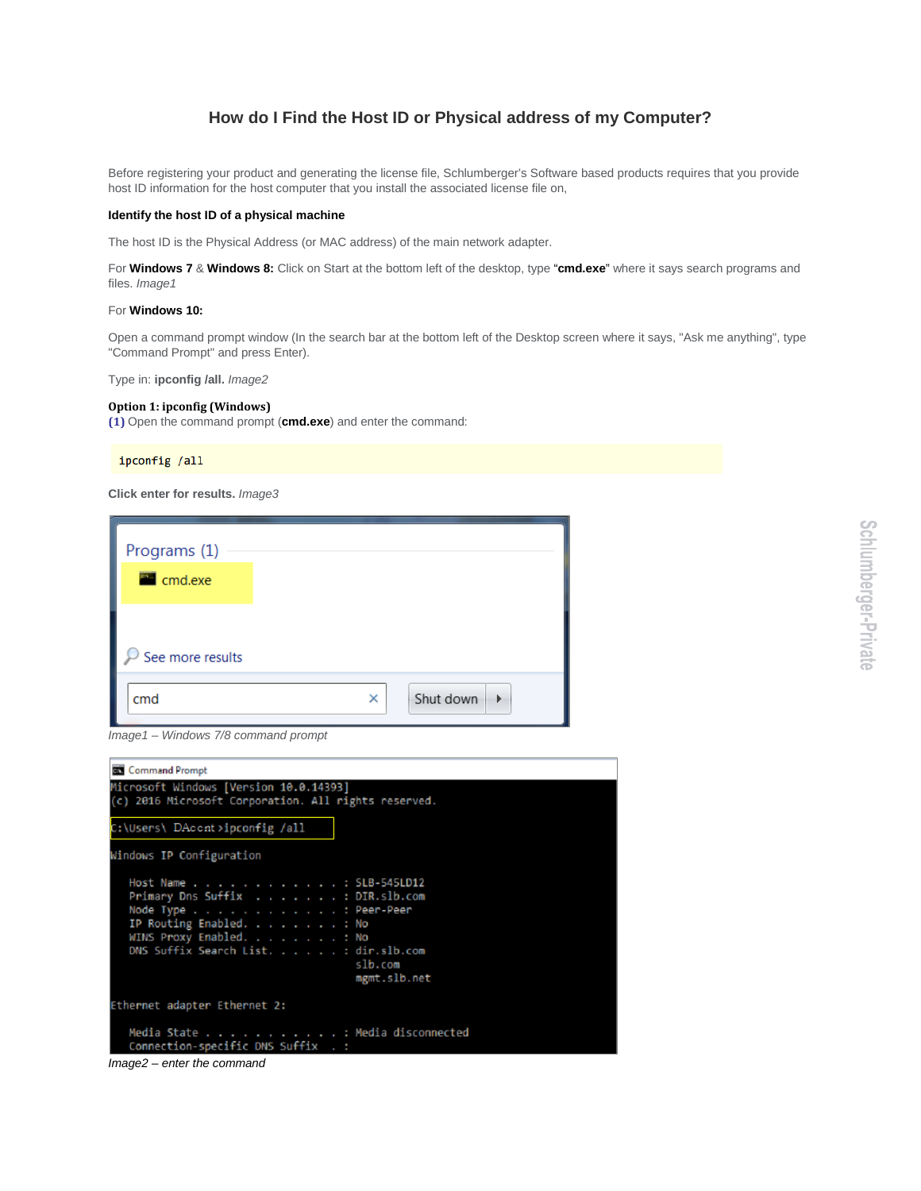# How do I Find the Host ID or Physical address of my Computer?

Before registering your product and generating the license file, Schlumberger's Software based products requires that you provide host ID information for the host computer that you install the associated license file on,

**Identify the host ID of a physical machine**

The host ID is the Physical Address (or MAC address) of the main network adapter.

For **Windows 7** & **Windows 8:** Click on Start at the bottom left of the desktop, type "**cmd.exe**" where it says search programs and files. *Image1*

For **Windows 10:**

Open a command prompt window (In the search bar at the bottom left of the Desktop screen where it says, "Ask me anything", type "Command Prompt" and press Enter).

Type in: **ipconfig /all.** *Image2*

**Option 1: ipconfig (Windows)**
**(1)** Open the command prompt (**cmd.exe**) and enter the command:

```
ipconfig /all
```

**Click enter for results.** *Image3*

*Image1 – Windows 7/8 command prompt*

*Image2 – enter the command*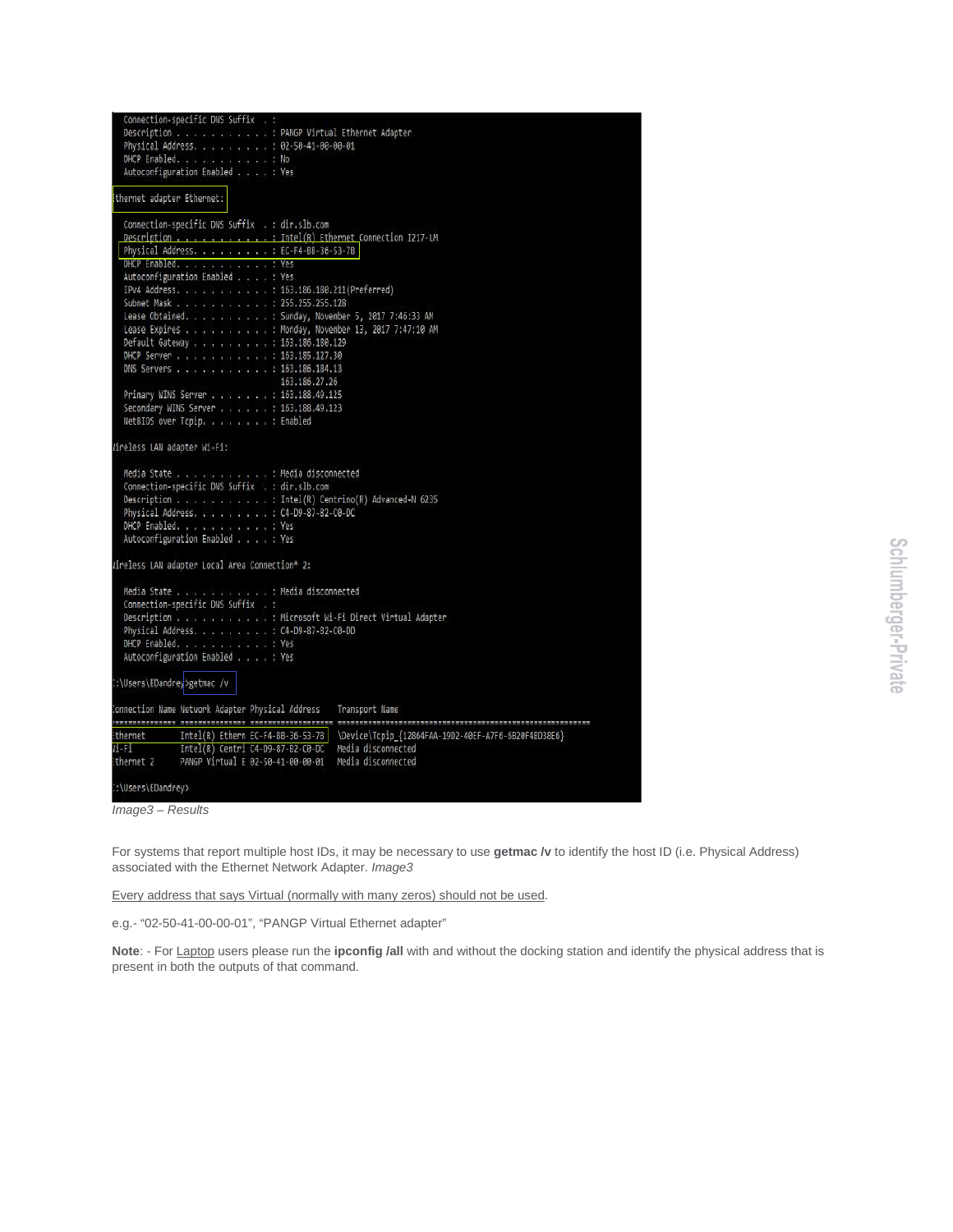```
   Connection-specific DNS Suffix  . :
   Description . . . . . . . . . . . : PANGP Virtual Ethernet Adapter
   Physical Address. . . . . . . . . : 02-50-41-00-00-01
   DHCP Enabled. . . . . . . . . . . : No
   Autoconfiguration Enabled . . . . : Yes

Ethernet adapter Ethernet:

   Connection-specific DNS Suffix  . : dir.slb.com
   Description . . . . . . . . . . . : Intel(R) Ethernet Connection I217-LM
   Physical Address. . . . . . . . . : EC-F4-BB-36-53-7B
   DHCP Enabled. . . . . . . . . . . : Yes
   Autoconfiguration Enabled . . . . : Yes
   IPv4 Address. . . . . . . . . . . : 163.186.180.211(Preferred)
   Subnet Mask . . . . . . . . . . . : 255.255.255.128
   Lease Obtained. . . . . . . . . . : Sunday, November 5, 2017 7:46:33 AM
   Lease Expires . . . . . . . . . . : Monday, November 13, 2017 7:47:10 AM
   Default Gateway . . . . . . . . . : 163.186.180.129
   DHCP Server . . . . . . . . . . . : 163.185.127.30
   DNS Servers . . . . . . . . . . . : 163.186.184.13
                                       163.186.27.26
   Primary WINS Server . . . . . . . : 163.188.49.125
   Secondary WINS Server . . . . . . : 163.188.49.123
   NetBIOS over Tcpip. . . . . . . . : Enabled

Wireless LAN adapter Wi-Fi:

   Media State . . . . . . . . . . . : Media disconnected
   Connection-specific DNS Suffix  . : dir.slb.com
   Description . . . . . . . . . . . : Intel(R) Centrino(R) Advanced-N 6235
   Physical Address. . . . . . . . . : C4-D9-87-B2-C0-DC
   DHCP Enabled. . . . . . . . . . . : Yes
   Autoconfiguration Enabled . . . . : Yes

Wireless LAN adapter Local Area Connection* 2:

   Media State . . . . . . . . . . . : Media disconnected
   Connection-specific DNS Suffix  . :
   Description . . . . . . . . . . . : Microsoft Wi-Fi Direct Virtual Adapter
   Physical Address. . . . . . . . . : C4-D9-87-B2-C0-DD
   DHCP Enabled. . . . . . . . . . . : Yes
   Autoconfiguration Enabled . . . . : Yes

C:\Users\EDandrey>getmac /v

Connection Name Network Adapter Physical Address    Transport Name
=============== =============== =================== ==========================================================
Ethernet        Intel(R) Ethern EC-F4-BB-36-53-7B   \Device\Tcpip_{12864FAA-19D2-40EF-A7F6-6B20F4BD38E6}
Wi-Fi           Intel(R) Centri C4-D9-87-B2-C0-DC   Media disconnected
Ethernet 2      PANGP Virtual E 02-50-41-00-00-01   Media disconnected

C:\Users\EDandrey>
```

*Image3 – Results*

For systems that report multiple host IDs, it may be necessary to use **getmac /v** to identify the host ID (i.e. Physical Address) associated with the Ethernet Network Adapter. *Image3*

Every address that says Virtual (normally with many zeros) should not be used.

e.g.- "02-50-41-00-00-01", "PANGP Virtual Ethernet adapter"

**Note**: - For Laptop users please run the **ipconfig /all** with and without the docking station and identify the physical address that is present in both the outputs of that command.